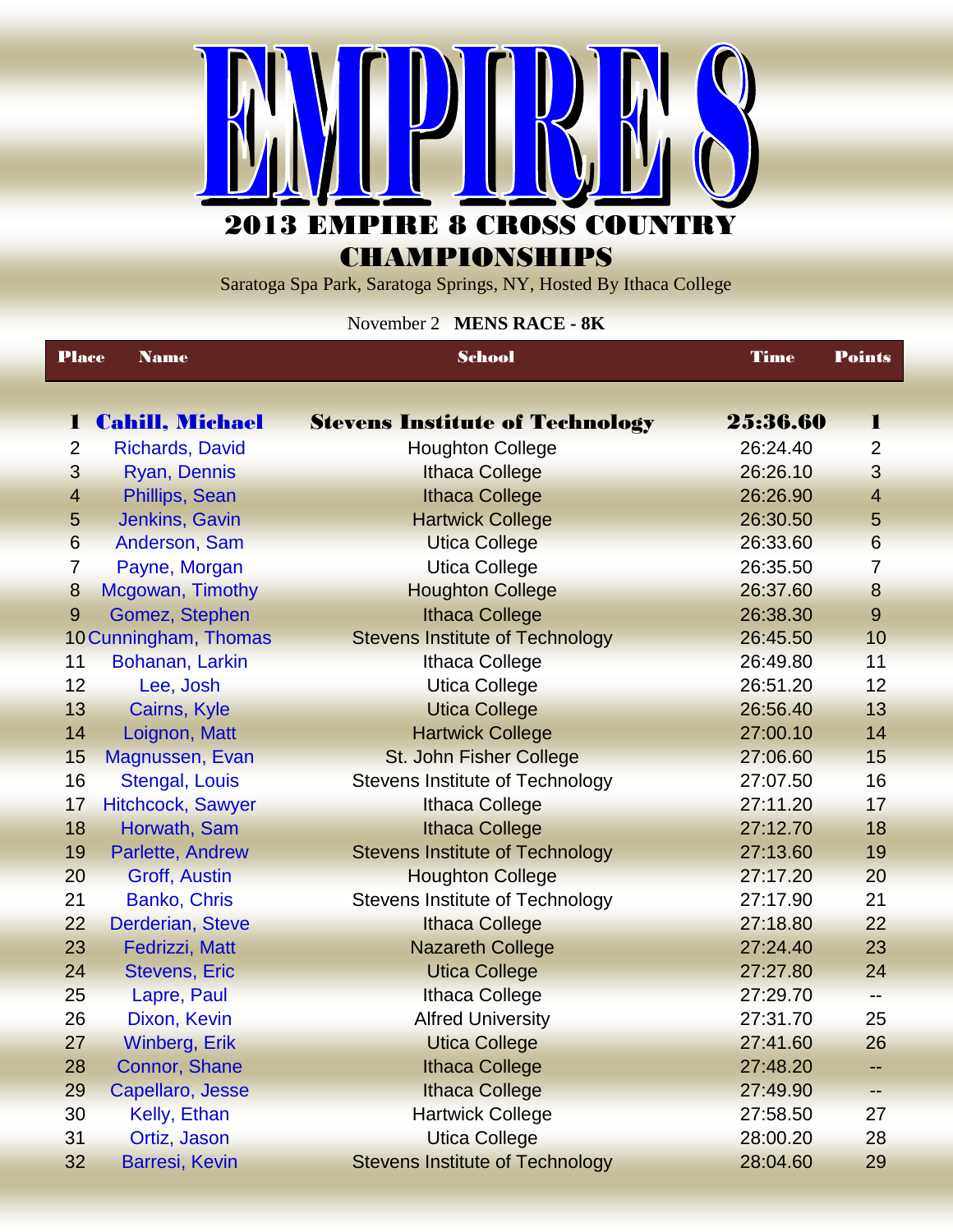# EMPIRE 8

## 2013 EMPIRE 8 CROSS COUNTRY CHAMPIONSHIPS

Saratoga Spa Park, Saratoga Springs, NY, Hosted By Ithaca College

November 2 **MENS RACE - 8K**

| Place | Name | School | Time | Points |
|---|---|---|---|---|
| **1** | **Cahill, Michael** | **Stevens Institute of Technology** | **25:36.60** | **1** |
| 2 | Richards, David | Houghton College | 26:24.40 | 2 |
| 3 | Ryan, Dennis | Ithaca College | 26:26.10 | 3 |
| 4 | Phillips, Sean | Ithaca College | 26:26.90 | 4 |
| 5 | Jenkins, Gavin | Hartwick College | 26:30.50 | 5 |
| 6 | Anderson, Sam | Utica College | 26:33.60 | 6 |
| 7 | Payne, Morgan | Utica College | 26:35.50 | 7 |
| 8 | Mcgowan, Timothy | Houghton College | 26:37.60 | 8 |
| 9 | Gomez, Stephen | Ithaca College | 26:38.30 | 9 |
| 10 | Cunningham, Thomas | Stevens Institute of Technology | 26:45.50 | 10 |
| 11 | Bohanan, Larkin | Ithaca College | 26:49.80 | 11 |
| 12 | Lee, Josh | Utica College | 26:51.20 | 12 |
| 13 | Cairns, Kyle | Utica College | 26:56.40 | 13 |
| 14 | Loignon, Matt | Hartwick College | 27:00.10 | 14 |
| 15 | Magnussen, Evan | St. John Fisher College | 27:06.60 | 15 |
| 16 | Stengal, Louis | Stevens Institute of Technology | 27:07.50 | 16 |
| 17 | Hitchcock, Sawyer | Ithaca College | 27:11.20 | 17 |
| 18 | Horwath, Sam | Ithaca College | 27:12.70 | 18 |
| 19 | Parlette, Andrew | Stevens Institute of Technology | 27:13.60 | 19 |
| 20 | Groff, Austin | Houghton College | 27:17.20 | 20 |
| 21 | Banko, Chris | Stevens Institute of Technology | 27:17.90 | 21 |
| 22 | Derderian, Steve | Ithaca College | 27:18.80 | 22 |
| 23 | Fedrizzi, Matt | Nazareth College | 27:24.40 | 23 |
| 24 | Stevens, Eric | Utica College | 27:27.80 | 24 |
| 25 | Lapre, Paul | Ithaca College | 27:29.70 | -- |
| 26 | Dixon, Kevin | Alfred University | 27:31.70 | 25 |
| 27 | Winberg, Erik | Utica College | 27:41.60 | 26 |
| 28 | Connor, Shane | Ithaca College | 27:48.20 | -- |
| 29 | Capellaro, Jesse | Ithaca College | 27:49.90 | -- |
| 30 | Kelly, Ethan | Hartwick College | 27:58.50 | 27 |
| 31 | Ortiz, Jason | Utica College | 28:00.20 | 28 |
| 32 | Barresi, Kevin | Stevens Institute of Technology | 28:04.60 | 29 |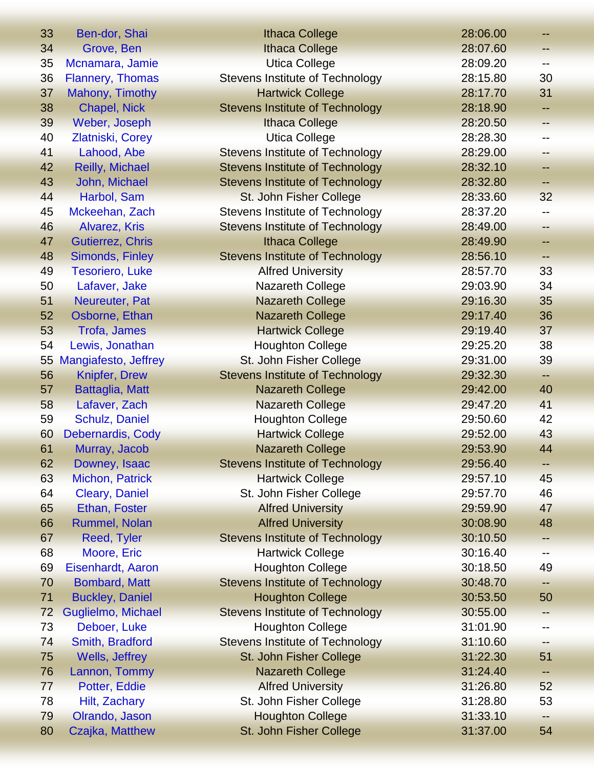| | | | | |
|---|---|---|---|---|
| 33 | Ben-dor, Shai | Ithaca College | 28:06.00 | -- |
| 34 | Grove, Ben | Ithaca College | 28:07.60 | -- |
| 35 | Mcnamara, Jamie | Utica College | 28:09.20 | -- |
| 36 | Flannery, Thomas | Stevens Institute of Technology | 28:15.80 | 30 |
| 37 | Mahony, Timothy | Hartwick College | 28:17.70 | 31 |
| 38 | Chapel, Nick | Stevens Institute of Technology | 28:18.90 | -- |
| 39 | Weber, Joseph | Ithaca College | 28:20.50 | -- |
| 40 | Zlatniski, Corey | Utica College | 28:28.30 | -- |
| 41 | Lahood, Abe | Stevens Institute of Technology | 28:29.00 | -- |
| 42 | Reilly, Michael | Stevens Institute of Technology | 28:32.10 | -- |
| 43 | John, Michael | Stevens Institute of Technology | 28:32.80 | -- |
| 44 | Harbol, Sam | St. John Fisher College | 28:33.60 | 32 |
| 45 | Mckeehan, Zach | Stevens Institute of Technology | 28:37.20 | -- |
| 46 | Alvarez, Kris | Stevens Institute of Technology | 28:49.00 | -- |
| 47 | Gutierrez, Chris | Ithaca College | 28:49.90 | -- |
| 48 | Simonds, Finley | Stevens Institute of Technology | 28:56.10 | -- |
| 49 | Tesoriero, Luke | Alfred University | 28:57.70 | 33 |
| 50 | Lafaver, Jake | Nazareth College | 29:03.90 | 34 |
| 51 | Neureuter, Pat | Nazareth College | 29:16.30 | 35 |
| 52 | Osborne, Ethan | Nazareth College | 29:17.40 | 36 |
| 53 | Trofa, James | Hartwick College | 29:19.40 | 37 |
| 54 | Lewis, Jonathan | Houghton College | 29:25.20 | 38 |
| 55 | Mangiafesto, Jeffrey | St. John Fisher College | 29:31.00 | 39 |
| 56 | Knipfer, Drew | Stevens Institute of Technology | 29:32.30 | -- |
| 57 | Battaglia, Matt | Nazareth College | 29:42.00 | 40 |
| 58 | Lafaver, Zach | Nazareth College | 29:47.20 | 41 |
| 59 | Schulz, Daniel | Houghton College | 29:50.60 | 42 |
| 60 | Debernardis, Cody | Hartwick College | 29:52.00 | 43 |
| 61 | Murray, Jacob | Nazareth College | 29:53.90 | 44 |
| 62 | Downey, Isaac | Stevens Institute of Technology | 29:56.40 | -- |
| 63 | Michon, Patrick | Hartwick College | 29:57.10 | 45 |
| 64 | Cleary, Daniel | St. John Fisher College | 29:57.70 | 46 |
| 65 | Ethan, Foster | Alfred University | 29:59.90 | 47 |
| 66 | Rummel, Nolan | Alfred University | 30:08.90 | 48 |
| 67 | Reed, Tyler | Stevens Institute of Technology | 30:10.50 | -- |
| 68 | Moore, Eric | Hartwick College | 30:16.40 | -- |
| 69 | Eisenhardt, Aaron | Houghton College | 30:18.50 | 49 |
| 70 | Bombard, Matt | Stevens Institute of Technology | 30:48.70 | -- |
| 71 | Buckley, Daniel | Houghton College | 30:53.50 | 50 |
| 72 | Guglielmo, Michael | Stevens Institute of Technology | 30:55.00 | -- |
| 73 | Deboer, Luke | Houghton College | 31:01.90 | -- |
| 74 | Smith, Bradford | Stevens Institute of Technology | 31:10.60 | -- |
| 75 | Wells, Jeffrey | St. John Fisher College | 31:22.30 | 51 |
| 76 | Lannon, Tommy | Nazareth College | 31:24.40 | -- |
| 77 | Potter, Eddie | Alfred University | 31:26.80 | 52 |
| 78 | Hilt, Zachary | St. John Fisher College | 31:28.80 | 53 |
| 79 | Olrando, Jason | Houghton College | 31:33.10 | -- |
| 80 | Czajka, Matthew | St. John Fisher College | 31:37.00 | 54 |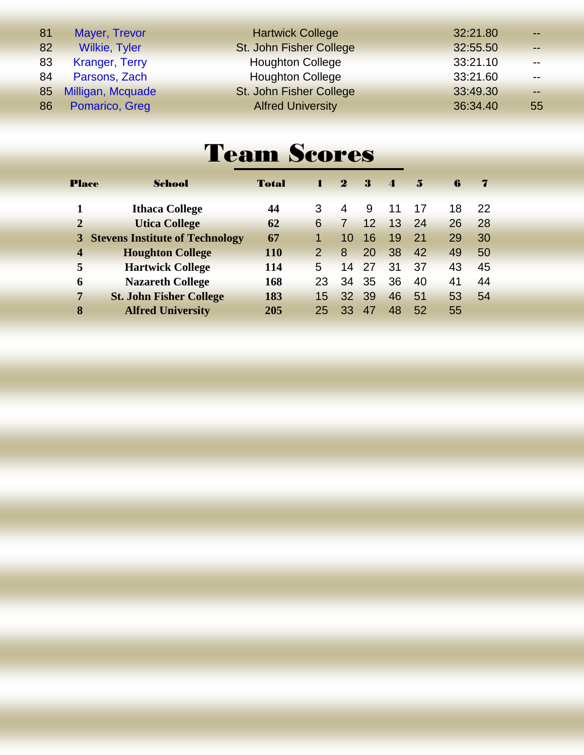| | | | | |
|---|---|---|---|---|
| 81 | Mayer, Trevor | Hartwick College | 32:21.80 | -- |
| 82 | Wilkie, Tyler | St. John Fisher College | 32:55.50 | -- |
| 83 | Kranger, Terry | Houghton College | 33:21.10 | -- |
| 84 | Parsons, Zach | Houghton College | 33:21.60 | -- |
| 85 | Milligan, Mcquade | St. John Fisher College | 33:49.30 | -- |
| 86 | Pomarico, Greg | Alfred University | 36:34.40 | 55 |

# Team Scores

| Place | School | Total | 1 | 2 | 3 | 4 | 5 | 6 | 7 |
|---|---|---|---|---|---|---|---|---|---|
| **1** | **Ithaca College** | **44** | 3 | 4 | 9 | 11 | 17 | 18 | 22 |
| **2** | **Utica College** | **62** | 6 | 7 | 12 | 13 | 24 | 26 | 28 |
| **3** | **Stevens Institute of Technology** | **67** | 1 | 10 | 16 | 19 | 21 | 29 | 30 |
| **4** | **Houghton College** | **110** | 2 | 8 | 20 | 38 | 42 | 49 | 50 |
| **5** | **Hartwick College** | **114** | 5 | 14 | 27 | 31 | 37 | 43 | 45 |
| **6** | **Nazareth College** | **168** | 23 | 34 | 35 | 36 | 40 | 41 | 44 |
| **7** | **St. John Fisher College** | **183** | 15 | 32 | 39 | 46 | 51 | 53 | 54 |
| **8** | **Alfred University** | **205** | 25 | 33 | 47 | 48 | 52 | 55 | |